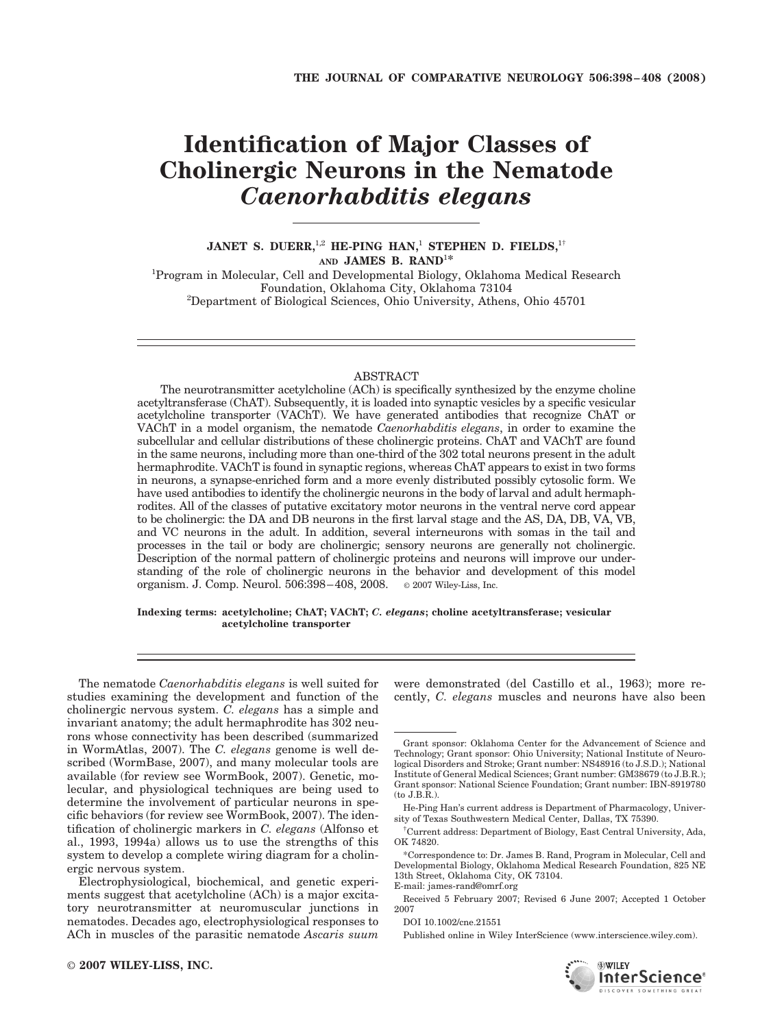# Identification of Major Classes of Cholinergic Neurons in the Nematode *Caenorhabditis elegans*

**JANET S. DUERR,[1,2] HE-PING HAN,[1] STEPHEN D. FIELDS,[1†] AND JAMES B. RAND[1*]**

[1]Program in Molecular, Cell and Developmental Biology, Oklahoma Medical Research Foundation, Oklahoma City, Oklahoma 73104

[2]Department of Biological Sciences, Ohio University, Athens, Ohio 45701

## ABSTRACT

The neurotransmitter acetylcholine (ACh) is specifically synthesized by the enzyme choline acetyltransferase (ChAT). Subsequently, it is loaded into synaptic vesicles by a specific vesicular acetylcholine transporter (VAChT). We have generated antibodies that recognize ChAT or VAChT in a model organism, the nematode *Caenorhabditis elegans*, in order to examine the subcellular and cellular distributions of these cholinergic proteins. ChAT and VAChT are found in the same neurons, including more than one-third of the 302 total neurons present in the adult hermaphrodite. VAChT is found in synaptic regions, whereas ChAT appears to exist in two forms in neurons, a synapse-enriched form and a more evenly distributed possibly cytosolic form. We have used antibodies to identify the cholinergic neurons in the body of larval and adult hermaphrodites. All of the classes of putative excitatory motor neurons in the ventral nerve cord appear to be cholinergic: the DA and DB neurons in the first larval stage and the AS, DA, DB, VA, VB, and VC neurons in the adult. In addition, several interneurons with somas in the tail and processes in the tail or body are cholinergic; sensory neurons are generally not cholinergic. Description of the normal pattern of cholinergic proteins and neurons will improve our understanding of the role of cholinergic neurons in the behavior and development of this model organism. J. Comp. Neurol. 506:398–408, 2008. © 2007 Wiley-Liss, Inc.

**Indexing terms:** acetylcholine; ChAT; VAChT; *C. elegans*; choline acetyltransferase; vesicular acetylcholine transporter

The nematode *Caenorhabditis elegans* is well suited for studies examining the development and function of the cholinergic nervous system. *C. elegans* has a simple and invariant anatomy; the adult hermaphrodite has 302 neurons whose connectivity has been described (summarized in WormAtlas, 2007). The *C. elegans* genome is well described (WormBase, 2007), and many molecular tools are available (for review see WormBook, 2007). Genetic, molecular, and physiological techniques are being used to determine the involvement of particular neurons in specific behaviors (for review see WormBook, 2007). The identification of cholinergic markers in *C. elegans* (Alfonso et al., 1993, 1994a) allows us to use the strengths of this system to develop a complete wiring diagram for a cholinergic nervous system.

Electrophysiological, biochemical, and genetic experiments suggest that acetylcholine (ACh) is a major excitatory neurotransmitter at neuromuscular junctions in nematodes. Decades ago, electrophysiological responses to ACh in muscles of the parasitic nematode *Ascaris suum* were demonstrated (del Castillo et al., 1963); more recently, *C. elegans* muscles and neurons have also been

---

Grant sponsor: Oklahoma Center for the Advancement of Science and Technology; Grant sponsor: Ohio University; National Institute of Neurological Disorders and Stroke; Grant number: NS48916 (to J.S.D.); National Institute of General Medical Sciences; Grant number: GM38679 (to J.B.R.); Grant sponsor: National Science Foundation; Grant number: IBN-8919780 (to J.B.R.).

He-Ping Han's current address is Department of Pharmacology, University of Texas Southwestern Medical Center, Dallas, TX 75390.

†Current address: Department of Biology, East Central University, Ada, OK 74820.

*Correspondence to: Dr. James B. Rand, Program in Molecular, Cell and Developmental Biology, Oklahoma Medical Research Foundation, 825 NE 13th Street, Oklahoma City, OK 73104. E-mail: james-rand@omrf.org

Received 5 February 2007; Revised 6 June 2007; Accepted 1 October 2007

DOI 10.1002/cne.21551

Published online in Wiley InterScience (www.interscience.wiley.com).

© 2007 WILEY-LISS, INC.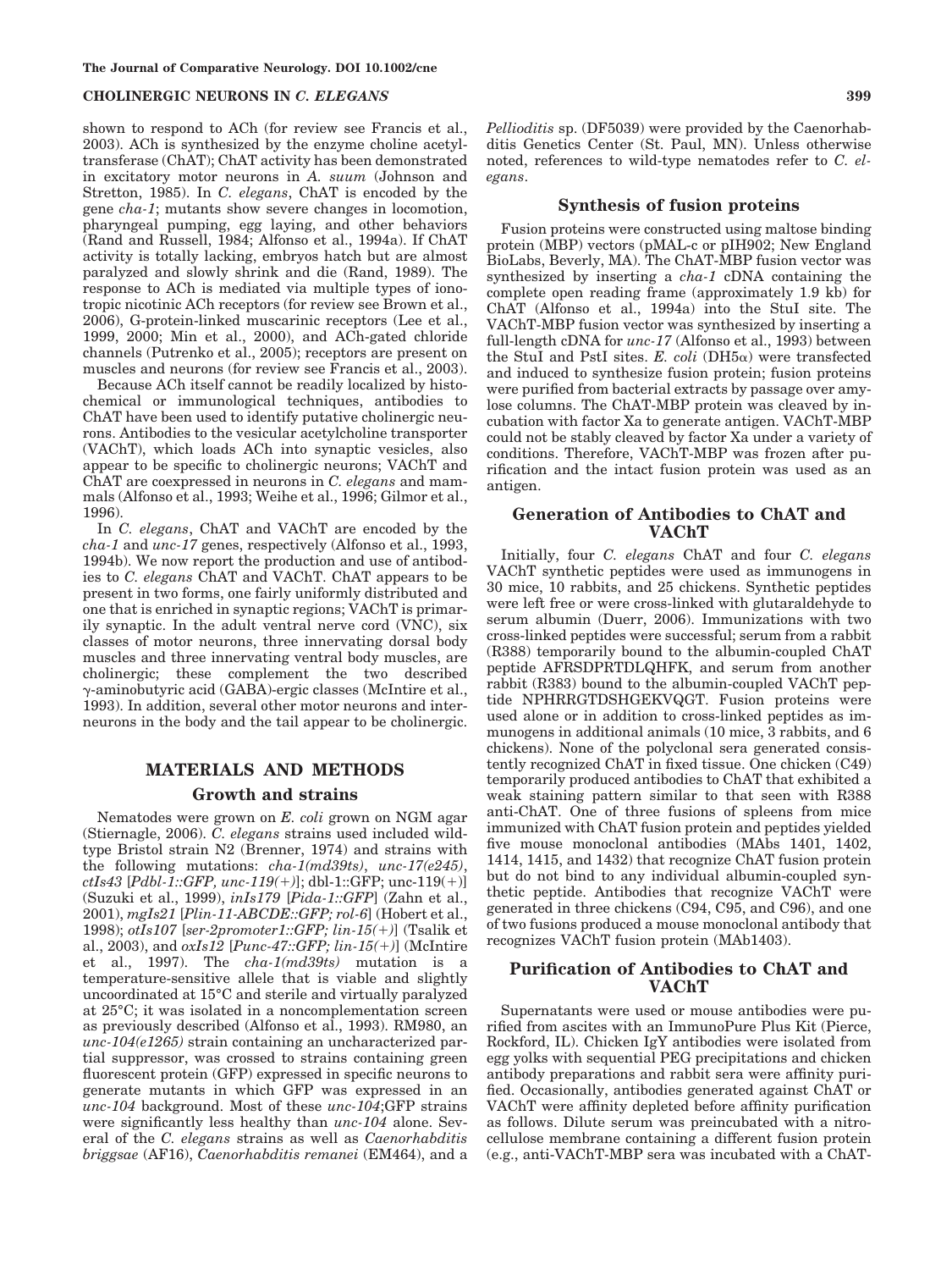shown to respond to ACh (for review see Francis et al., 2003). ACh is synthesized by the enzyme choline acetyltransferase (ChAT); ChAT activity has been demonstrated in excitatory motor neurons in *A. suum* (Johnson and Stretton, 1985). In *C. elegans*, ChAT is encoded by the gene *cha-1*; mutants show severe changes in locomotion, pharyngeal pumping, egg laying, and other behaviors (Rand and Russell, 1984; Alfonso et al., 1994a). If ChAT activity is totally lacking, embryos hatch but are almost paralyzed and slowly shrink and die (Rand, 1989). The response to ACh is mediated via multiple types of ionotropic nicotinic ACh receptors (for review see Brown et al., 2006), G-protein-linked muscarinic receptors (Lee et al., 1999, 2000; Min et al., 2000), and ACh-gated chloride channels (Putrenko et al., 2005); receptors are present on muscles and neurons (for review see Francis et al., 2003).

Because ACh itself cannot be readily localized by histochemical or immunological techniques, antibodies to ChAT have been used to identify putative cholinergic neurons. Antibodies to the vesicular acetylcholine transporter (VAChT), which loads ACh into synaptic vesicles, also appear to be specific to cholinergic neurons; VAChT and ChAT are coexpressed in neurons in *C. elegans* and mammals (Alfonso et al., 1993; Weihe et al., 1996; Gilmor et al., 1996).

In *C. elegans*, ChAT and VAChT are encoded by the *cha-1* and *unc-17* genes, respectively (Alfonso et al., 1993, 1994b). We now report the production and use of antibodies to *C. elegans* ChAT and VAChT. ChAT appears to be present in two forms, one fairly uniformly distributed and one that is enriched in synaptic regions; VAChT is primarily synaptic. In the adult ventral nerve cord (VNC), six classes of motor neurons, three innervating dorsal body muscles and three innervating ventral body muscles, are cholinergic; these complement the two described γ-aminobutyric acid (GABA)-ergic classes (McIntire et al., 1993). In addition, several other motor neurons and interneurons in the body and the tail appear to be cholinergic.

## MATERIALS AND METHODS

### Growth and strains

Nematodes were grown on *E. coli* grown on NGM agar (Stiernagle, 2006). *C. elegans* strains used included wild-type Bristol strain N2 (Brenner, 1974) and strains with the following mutations: *cha-1(md39ts)*, *unc-17(e245)*, *ctIs43* [*Pdbl-1::GFP, unc-119(+)*]; dbl-1::GFP; unc-119(+)] (Suzuki et al., 1999), *inIs179* [*Pida-1::GFP*] (Zahn et al., 2001), *mgIs21* [*Plin-11-ABCDE::GFP; rol-6*] (Hobert et al., 1998); *otIs107* [*ser-2promoter1::GFP; lin-15(+)*] (Tsalik et al., 2003), and *oxIs12* [*Punc-47::GFP; lin-15(+)*] (McIntire et al., 1997). The *cha-1(md39ts)* mutation is a temperature-sensitive allele that is viable and slightly uncoordinated at 15°C and sterile and virtually paralyzed at 25°C; it was isolated in a noncomplementation screen as previously described (Alfonso et al., 1993). RM980, an *unc-104(e1265)* strain containing an uncharacterized partial suppressor, was crossed to strains containing green fluorescent protein (GFP) expressed in specific neurons to generate mutants in which GFP was expressed in an *unc-104* background. Most of these *unc-104*;GFP strains were significantly less healthy than *unc-104* alone. Several of the *C. elegans* strains as well as *Caenorhabditis briggsae* (AF16), *Caenorhabditis remanei* (EM464), and a *Pellioditis* sp. (DF5039) were provided by the Caenorhabditis Genetics Center (St. Paul, MN). Unless otherwise noted, references to wild-type nematodes refer to *C. elegans*.

### Synthesis of fusion proteins

Fusion proteins were constructed using maltose binding protein (MBP) vectors (pMAL-c or pIH902; New England BioLabs, Beverly, MA). The ChAT-MBP fusion vector was synthesized by inserting a *cha-1* cDNA containing the complete open reading frame (approximately 1.9 kb) for ChAT (Alfonso et al., 1994a) into the StuI site. The VAChT-MBP fusion vector was synthesized by inserting a full-length cDNA for *unc-17* (Alfonso et al., 1993) between the StuI and PstI sites. *E. coli* (DH5α) were transfected and induced to synthesize fusion protein; fusion proteins were purified from bacterial extracts by passage over amylose columns. The ChAT-MBP protein was cleaved by incubation with factor Xa to generate antigen. VAChT-MBP could not be stably cleaved by factor Xa under a variety of conditions. Therefore, VAChT-MBP was frozen after purification and the intact fusion protein was used as an antigen.

### Generation of Antibodies to ChAT and VAChT

Initially, four *C. elegans* ChAT and four *C. elegans* VAChT synthetic peptides were used as immunogens in 30 mice, 10 rabbits, and 25 chickens. Synthetic peptides were left free or were cross-linked with glutaraldehyde to serum albumin (Duerr, 2006). Immunizations with two cross-linked peptides were successful; serum from a rabbit (R388) temporarily bound to the albumin-coupled ChAT peptide AFRSDPRTDLQHFK, and serum from another rabbit (R383) bound to the albumin-coupled VAChT peptide NPHRRGTDSHGEKVQGT. Fusion proteins were used alone or in addition to cross-linked peptides as immunogens in additional animals (10 mice, 3 rabbits, and 6 chickens). None of the polyclonal sera generated consistently recognized ChAT in fixed tissue. One chicken (C49) temporarily produced antibodies to ChAT that exhibited a weak staining pattern similar to that seen with R388 anti-ChAT. One of three fusions of spleens from mice immunized with ChAT fusion protein and peptides yielded five mouse monoclonal antibodies (MAbs 1401, 1402, 1414, 1415, and 1432) that recognize ChAT fusion protein but do not bind to any individual albumin-coupled synthetic peptide. Antibodies that recognize VAChT were generated in three chickens (C94, C95, and C96), and one of two fusions produced a mouse monoclonal antibody that recognizes VAChT fusion protein (MAb1403).

### Purification of Antibodies to ChAT and VAChT

Supernatants were used or mouse antibodies were purified from ascites with an ImmunoPure Plus Kit (Pierce, Rockford, IL). Chicken IgY antibodies were isolated from egg yolks with sequential PEG precipitations and chicken antibody preparations and rabbit sera were affinity purified. Occasionally, antibodies generated against ChAT or VAChT were affinity depleted before affinity purification as follows. Dilute serum was preincubated with a nitrocellulose membrane containing a different fusion protein (e.g., anti-VAChT-MBP sera was incubated with a ChAT-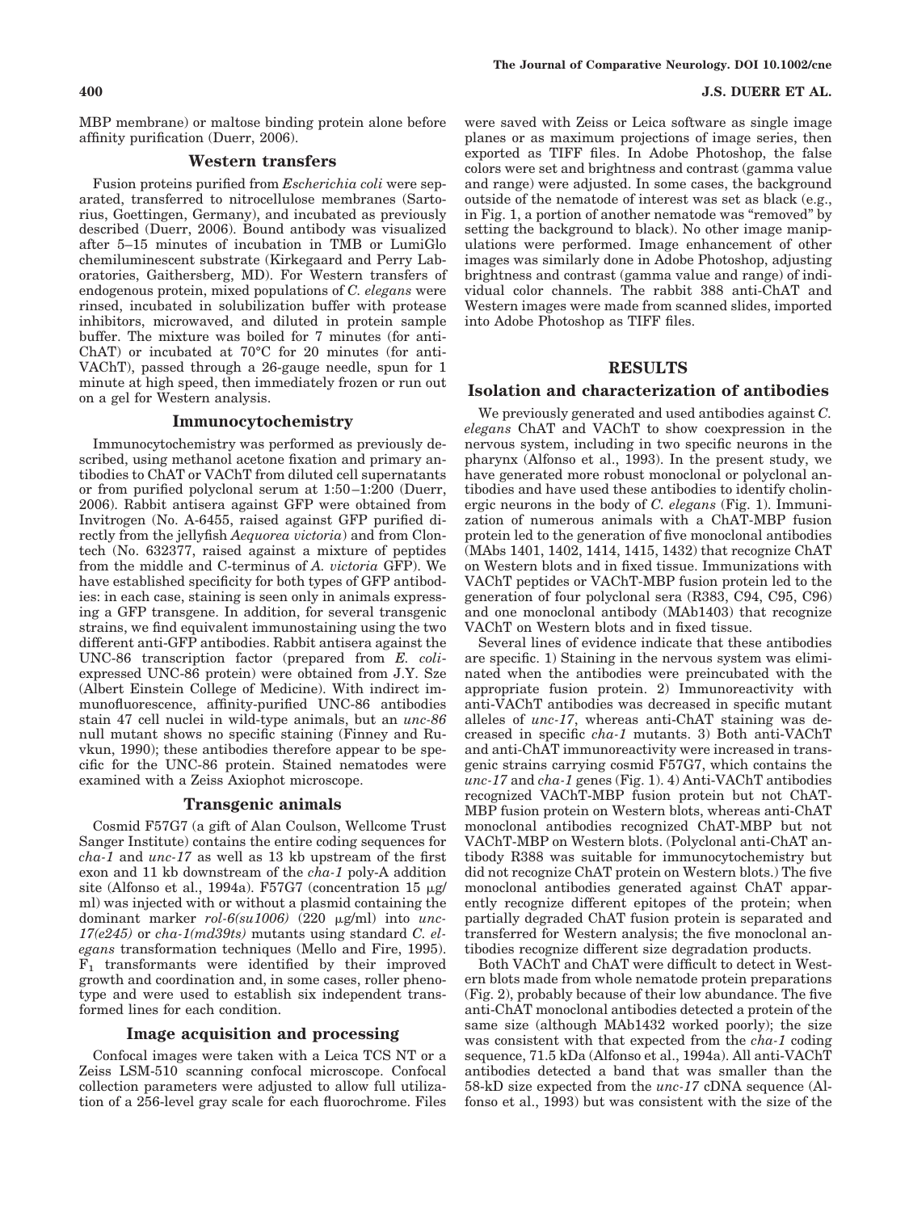MBP membrane) or maltose binding protein alone before affinity purification (Duerr, 2006).

## Western transfers

Fusion proteins purified from *Escherichia coli* were separated, transferred to nitrocellulose membranes (Sartorius, Goettingen, Germany), and incubated as previously described (Duerr, 2006). Bound antibody was visualized after 5–15 minutes of incubation in TMB or LumiGlo chemiluminescent substrate (Kirkegaard and Perry Laboratories, Gaithersberg, MD). For Western transfers of endogenous protein, mixed populations of *C. elegans* were rinsed, incubated in solubilization buffer with protease inhibitors, microwaved, and diluted in protein sample buffer. The mixture was boiled for 7 minutes (for anti-ChAT) or incubated at 70°C for 20 minutes (for anti-VAChT), passed through a 26-gauge needle, spun for 1 minute at high speed, then immediately frozen or run out on a gel for Western analysis.

## Immunocytochemistry

Immunocytochemistry was performed as previously described, using methanol acetone fixation and primary antibodies to ChAT or VAChT from diluted cell supernatants or from purified polyclonal serum at 1:50–1:200 (Duerr, 2006). Rabbit antisera against GFP were obtained from Invitrogen (No. A-6455, raised against GFP purified directly from the jellyfish *Aequorea victoria*) and from Clontech (No. 632377, raised against a mixture of peptides from the middle and C-terminus of *A. victoria* GFP). We have established specificity for both types of GFP antibodies: in each case, staining is seen only in animals expressing a GFP transgene. In addition, for several transgenic strains, we find equivalent immunostaining using the two different anti-GFP antibodies. Rabbit antisera against the UNC-86 transcription factor (prepared from *E. coli*-expressed UNC-86 protein) were obtained from J.Y. Sze (Albert Einstein College of Medicine). With indirect immunofluorescence, affinity-purified UNC-86 antibodies stain 47 cell nuclei in wild-type animals, but an *unc-86* null mutant shows no specific staining (Finney and Ruvkun, 1990); these antibodies therefore appear to be specific for the UNC-86 protein. Stained nematodes were examined with a Zeiss Axiophot microscope.

## Transgenic animals

Cosmid F57G7 (a gift of Alan Coulson, Wellcome Trust Sanger Institute) contains the entire coding sequences for *cha-1* and *unc-17* as well as 13 kb upstream of the first exon and 11 kb downstream of the *cha-1* poly-A addition site (Alfonso et al., 1994a). F57G7 (concentration 15 μg/ml) was injected with or without a plasmid containing the dominant marker *rol-6(su1006)* (220 μg/ml) into *unc-17(e245)* or *cha-1(md39ts)* mutants using standard *C. elegans* transformation techniques (Mello and Fire, 1995). $F_1$ transformants were identified by their improved growth and coordination and, in some cases, roller phenotype and were used to establish six independent transformed lines for each condition.

## Image acquisition and processing

Confocal images were taken with a Leica TCS NT or a Zeiss LSM-510 scanning confocal microscope. Confocal collection parameters were adjusted to allow full utilization of a 256-level gray scale for each fluorochrome. Files were saved with Zeiss or Leica software as single image planes or as maximum projections of image series, then exported as TIFF files. In Adobe Photoshop, the false colors were set and brightness and contrast (gamma value and range) were adjusted. In some cases, the background outside of the nematode of interest was set as black (e.g., in Fig. 1, a portion of another nematode was "removed" by setting the background to black). No other image manipulations were performed. Image enhancement of other images was similarly done in Adobe Photoshop, adjusting brightness and contrast (gamma value and range) of individual color channels. The rabbit 388 anti-ChAT and Western images were made from scanned slides, imported into Adobe Photoshop as TIFF files.

# RESULTS

## Isolation and characterization of antibodies

We previously generated and used antibodies against *C. elegans* ChAT and VAChT to show coexpression in the nervous system, including in two specific neurons in the pharynx (Alfonso et al., 1993). In the present study, we have generated more robust monoclonal or polyclonal antibodies and have used these antibodies to identify cholinergic neurons in the body of *C. elegans* (Fig. 1). Immunization of numerous animals with a ChAT-MBP fusion protein led to the generation of five monoclonal antibodies (MAbs 1401, 1402, 1414, 1415, 1432) that recognize ChAT on Western blots and in fixed tissue. Immunizations with VAChT peptides or VAChT-MBP fusion protein led to the generation of four polyclonal sera (R383, C94, C95, C96) and one monoclonal antibody (MAb1403) that recognize VAChT on Western blots and in fixed tissue.

Several lines of evidence indicate that these antibodies are specific. 1) Staining in the nervous system was eliminated when the antibodies were preincubated with the appropriate fusion protein. 2) Immunoreactivity with anti-VAChT antibodies was decreased in specific mutant alleles of *unc-17*, whereas anti-ChAT staining was decreased in specific *cha-1* mutants. 3) Both anti-VAChT and anti-ChAT immunoreactivity were increased in transgenic strains carrying cosmid F57G7, which contains the *unc-17* and *cha-1* genes (Fig. 1). 4) Anti-VAChT antibodies recognized VAChT-MBP fusion protein but not ChAT-MBP fusion protein on Western blots, whereas anti-ChAT monoclonal antibodies recognized ChAT-MBP but not VAChT-MBP on Western blots. (Polyclonal anti-ChAT antibody R388 was suitable for immunocytochemistry but did not recognize ChAT protein on Western blots.) The five monoclonal antibodies generated against ChAT apparently recognize different epitopes of the protein; when partially degraded ChAT fusion protein is separated and transferred for Western analysis; the five monoclonal antibodies recognize different size degradation products.

Both VAChT and ChAT were difficult to detect in Western blots made from whole nematode protein preparations (Fig. 2), probably because of their low abundance. The five anti-ChAT monoclonal antibodies detected a protein of the same size (although MAb1432 worked poorly); the size was consistent with that expected from the *cha-1* coding sequence, 71.5 kDa (Alfonso et al., 1994a). All anti-VAChT antibodies detected a band that was smaller than the 58-kD size expected from the *unc-17* cDNA sequence (Alfonso et al., 1993) but was consistent with the size of the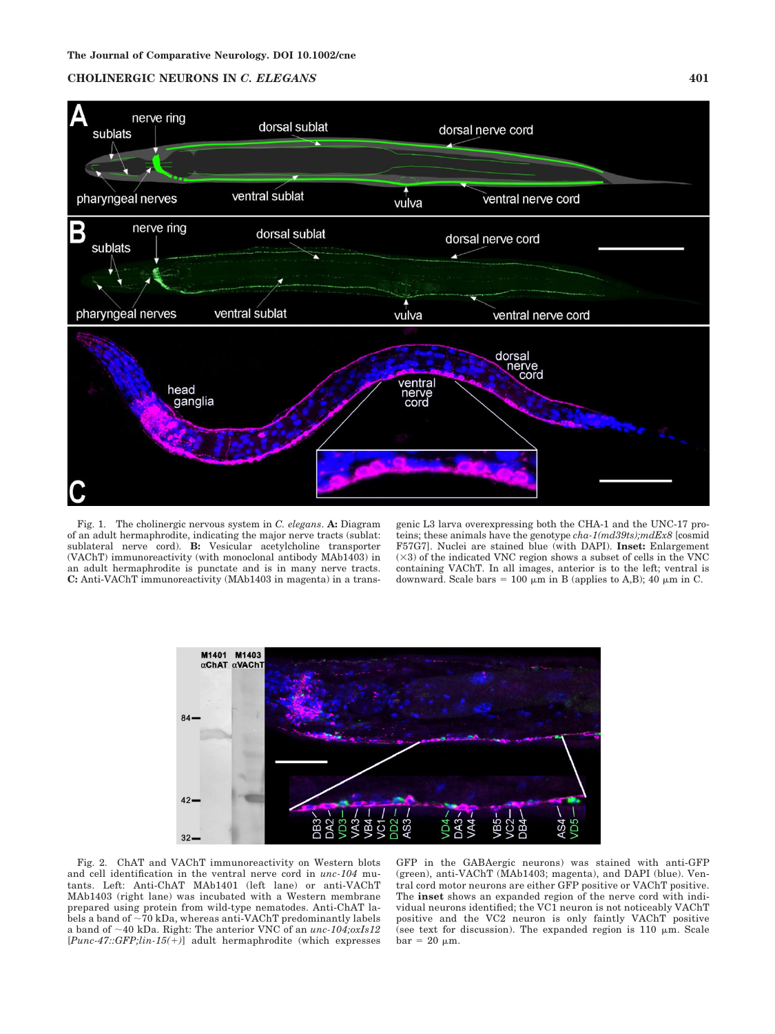Fig. 1. The cholinergic nervous system in *C. elegans*. **A:** Diagram of an adult hermaphrodite, indicating the major nerve tracts (sublat: sublateral nerve cord). **B:** Vesicular acetylcholine transporter (VAChT) immunoreactivity (with monoclonal antibody MAb1403) in an adult hermaphrodite is punctate and is in many nerve tracts. **C:** Anti-VAChT immunoreactivity (MAb1403 in magenta) in a transgenic L3 larva overexpressing both the CHA-1 and the UNC-17 proteins; these animals have the genotype *cha-1(md39ts);mdEx8* [cosmid F57G7]. Nuclei are stained blue (with DAPI). **Inset:** Enlargement (×3) of the indicated VNC region shows a subset of cells in the VNC containing VAChT. In all images, anterior is to the left; ventral is downward. Scale bars = 100 μm in B (applies to A,B); 40 μm in C.

Fig. 2. ChAT and VAChT immunoreactivity on Western blots and cell identification in the ventral nerve cord in *unc-104* mutants. Left: Anti-ChAT MAb1401 (left lane) or anti-VAChT MAb1403 (right lane) was incubated with a Western membrane prepared using protein from wild-type nematodes. Anti-ChAT labels a band of ~70 kDa, whereas anti-VAChT predominantly labels a band of ~40 kDa. Right: The anterior VNC of an *unc-104;oxIs12* [*Punc-47::GFP;lin-15(+)*] adult hermaphrodite (which expresses GFP in the GABAergic neurons) was stained with anti-GFP (green), anti-VAChT (MAb1403; magenta), and DAPI (blue). Ventral cord motor neurons are either GFP positive or VAChT positive. The **inset** shows an expanded region of the nerve cord with individual neurons identified; the VC1 neuron is not noticeably VAChT positive and the VC2 neuron is only faintly VAChT positive (see text for discussion). The expanded region is 110 μm. Scale bar = 20 μm.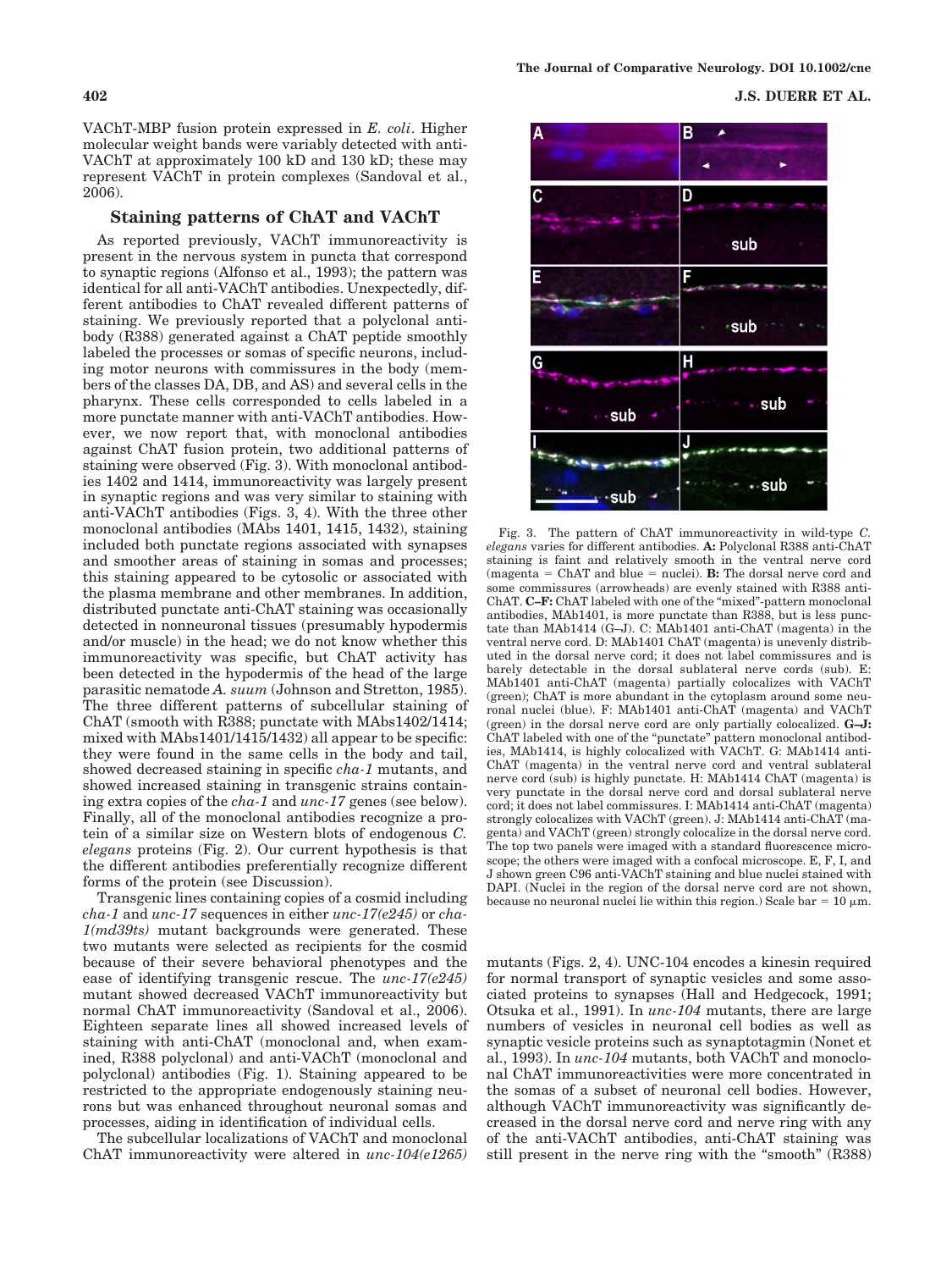VAChT-MBP fusion protein expressed in *E. coli*. Higher molecular weight bands were variably detected with anti-VAChT at approximately 100 kD and 130 kD; these may represent VAChT in protein complexes (Sandoval et al., 2006).

## Staining patterns of ChAT and VAChT

As reported previously, VAChT immunoreactivity is present in the nervous system in puncta that correspond to synaptic regions (Alfonso et al., 1993); the pattern was identical for all anti-VAChT antibodies. Unexpectedly, different antibodies to ChAT revealed different patterns of staining. We previously reported that a polyclonal antibody (R388) generated against a ChAT peptide smoothly labeled the processes or somas of specific neurons, including motor neurons with commissures in the body (members of the classes DA, DB, and AS) and several cells in the pharynx. These cells corresponded to cells labeled in a more punctate manner with anti-VAChT antibodies. However, we now report that, with monoclonal antibodies against ChAT fusion protein, two additional patterns of staining were observed (Fig. 3). With monoclonal antibodies 1402 and 1414, immunoreactivity was largely present in synaptic regions and was very similar to staining with anti-VAChT antibodies (Figs. 3, 4). With the three other monoclonal antibodies (MAbs 1401, 1415, 1432), staining included both punctate regions associated with synapses and smoother areas of staining in somas and processes; this staining appeared to be cytosolic or associated with the plasma membrane and other membranes. In addition, distributed punctate anti-ChAT staining was occasionally detected in nonneuronal tissues (presumably hypodermis and/or muscle) in the head; we do not know whether this immunoreactivity was specific, but ChAT activity has been detected in the hypodermis of the head of the large parasitic nematode *A. suum* (Johnson and Stretton, 1985). The three different patterns of subcellular staining of ChAT (smooth with R388; punctate with MAbs1402/1414; mixed with MAbs1401/1415/1432) all appear to be specific: they were found in the same cells in the body and tail, showed decreased staining in specific *cha-1* mutants, and showed increased staining in transgenic strains containing extra copies of the *cha-1* and *unc-17* genes (see below). Finally, all of the monoclonal antibodies recognize a protein of a similar size on Western blots of endogenous *C. elegans* proteins (Fig. 2). Our current hypothesis is that the different antibodies preferentially recognize different forms of the protein (see Discussion).

Transgenic lines containing copies of a cosmid including *cha-1* and *unc-17* sequences in either *unc-17(e245)* or *cha-1(md39ts)* mutant backgrounds were generated. These two mutants were selected as recipients for the cosmid because of their severe behavioral phenotypes and the ease of identifying transgenic rescue. The *unc-17(e245)* mutant showed decreased VAChT immunoreactivity but normal ChAT immunoreactivity (Sandoval et al., 2006). Eighteen separate lines all showed increased levels of staining with anti-ChAT (monoclonal and, when examined, R388 polyclonal) and anti-VAChT (monoclonal and polyclonal) antibodies (Fig. 1). Staining appeared to be restricted to the appropriate endogenously staining neurons but was enhanced throughout neuronal somas and processes, aiding in identification of individual cells.

The subcellular localizations of VAChT and monoclonal ChAT immunoreactivity were altered in *unc-104(e1265)* mutants (Figs. 2, 4). UNC-104 encodes a kinesin required for normal transport of synaptic vesicles and some associated proteins to synapses (Hall and Hedgecock, 1991; Otsuka et al., 1991). In *unc-104* mutants, there are large numbers of vesicles in neuronal cell bodies as well as synaptic vesicle proteins such as synaptotagmin (Nonet et al., 1993). In *unc-104* mutants, both VAChT and monoclonal ChAT immunoreactivities were more concentrated in the somas of a subset of neuronal cell bodies. However, although VAChT immunoreactivity was significantly decreased in the dorsal nerve cord and nerve ring with any of the anti-VAChT antibodies, anti-ChAT staining was still present in the nerve ring with the "smooth" (R388)

Fig. 3. The pattern of ChAT immunoreactivity in wild-type *C. elegans* varies for different antibodies. **A:** Polyclonal R388 anti-ChAT staining is faint and relatively smooth in the ventral nerve cord (magenta = ChAT and blue = nuclei). **B:** The dorsal nerve cord and some commissures (arrowheads) are evenly stained with R388 anti-ChAT. **C–F:** ChAT labeled with one of the "mixed"-pattern monoclonal antibodies, MAb1401, is more punctate than R388, but is less punctate than MAb1414 (G–J). C: MAb1401 anti-ChAT (magenta) in the ventral nerve cord. D: MAb1401 ChAT (magenta) is unevenly distributed in the dorsal nerve cord; it does not label commissures and is barely detectable in the dorsal sublateral nerve cords (sub). E: MAb1401 anti-ChAT (magenta) partially colocalizes with VAChT (green); ChAT is more abundant in the cytoplasm around some neuronal nuclei (blue). F: MAb1401 anti-ChAT (magenta) and VAChT (green) in the dorsal nerve cord are only partially colocalized. **G–J:** ChAT labeled with one of the "punctate" pattern monoclonal antibodies, MAb1414, is highly colocalized with VAChT. G: MAb1414 anti-ChAT (magenta) in the ventral nerve cord and ventral sublateral nerve cord (sub) is highly punctate. H: MAb1414 ChAT (magenta) is very punctate in the dorsal nerve cord and dorsal sublateral nerve cord; it does not label commissures. I: MAb1414 anti-ChAT (magenta) strongly colocalizes with VAChT (green). J: MAb1414 anti-ChAT (magenta) and VAChT (green) strongly colocalize in the dorsal nerve cord. The top two panels were imaged with a standard fluorescence microscope; the others were imaged with a confocal microscope. E, F, I, and J shown green C96 anti-VAChT staining and blue nuclei stained with DAPI. (Nuclei in the region of the dorsal nerve cord are not shown, because no neuronal nuclei lie within this region.) Scale bar = 10 μm.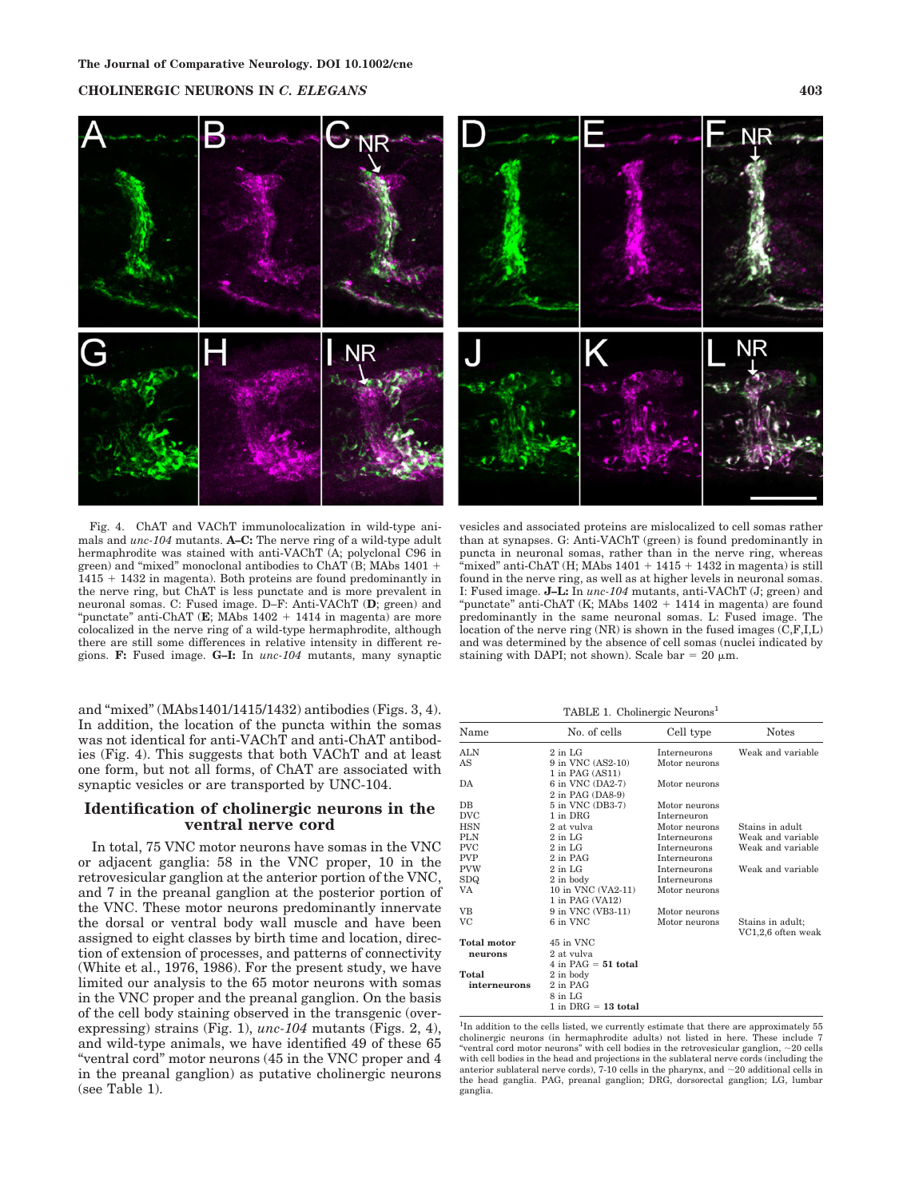Fig. 4. ChAT and VAChT immunolocalization in wild-type animals and *unc-104* mutants. **A–C:** The nerve ring of a wild-type adult hermaphrodite was stained with anti-VAChT (A; polyclonal C96 in green) and "mixed" monoclonal antibodies to ChAT (B; MAbs 1401 + 1415 + 1432 in magenta). Both proteins are found predominantly in the nerve ring, but ChAT is less punctate and is more prevalent in neuronal somas. C: Fused image. D–F: Anti-VAChT (**D**; green) and "punctate" anti-ChAT (**E**; MAbs 1402 + 1414 in magenta) are more colocalized in the nerve ring of a wild-type hermaphrodite, although there are still some differences in relative intensity in different regions. **F:** Fused image. **G–I:** In *unc-104* mutants, many synaptic vesicles and associated proteins are mislocalized to cell somas rather than at synapses. G: Anti-VAChT (green) is found predominantly in puncta in neuronal somas, rather than in the nerve ring, whereas "mixed" anti-ChAT (H; MAbs 1401 + 1415 + 1432 in magenta) is still found in the nerve ring, as well as at higher levels in neuronal somas. I: Fused image. **J–L:** In *unc-104* mutants, anti-VAChT (J; green) and "punctate" anti-ChAT (K; MAbs 1402 + 1414 in magenta) are found predominantly in the same neuronal somas. L: Fused image. The location of the nerve ring (NR) is shown in the fused images (C,F,I,L) and was determined by the absence of cell somas (nuclei indicated by staining with DAPI; not shown). Scale bar = 20 μm.

and "mixed" (MAbs1401/1415/1432) antibodies (Figs. 3, 4). In addition, the location of the puncta within the somas was not identical for anti-VAChT and anti-ChAT antibodies (Fig. 4). This suggests that both VAChT and at least one form, but not all forms, of ChAT are associated with synaptic vesicles or are transported by UNC-104.

## Identification of cholinergic neurons in the ventral nerve cord

In total, 75 VNC motor neurons have somas in the VNC or adjacent ganglia: 58 in the VNC proper, 10 in the retrovesicular ganglion at the anterior portion of the VNC, and 7 in the preanal ganglion at the posterior portion of the VNC. These motor neurons predominantly innervate the dorsal or ventral body wall muscle and have been assigned to eight classes by birth time and location, direction of extension of processes, and patterns of connectivity (White et al., 1976, 1986). For the present study, we have limited our analysis to the 65 motor neurons with somas in the VNC proper and the preanal ganglion. On the basis of the cell body staining observed in the transgenic (overexpressing) strains (Fig. 1), *unc-104* mutants (Figs. 2, 4), and wild-type animals, we have identified 49 of these 65 "ventral cord" motor neurons (45 in the VNC proper and 4 in the preanal ganglion) as putative cholinergic neurons (see Table 1).

TABLE 1. Cholinergic Neurons[1]

| Name | No. of cells | Cell type | Notes |
|---|---|---|---|
| ALN | 2 in LG | Interneurons | Weak and variable |
| AS | 9 in VNC (AS2-10)<br>1 in PAG (AS11) | Motor neurons | |
| DA | 6 in VNC (DA2-7)<br>2 in PAG (DA8-9) | Motor neurons | |
| DB | 5 in VNC (DB3-7) | Motor neurons | |
| DVC | 1 in DRG | Interneuron | |
| HSN | 2 at vulva | Motor neurons | Stains in adult |
| PLN | 2 in LG | Interneurons | Weak and variable |
| PVC | 2 in LG | Interneurons | Weak and variable |
| PVP | 2 in PAG | Interneurons | |
| PVW | 2 in LG | Interneurons | Weak and variable |
| SDQ | 2 in body | Interneurons | |
| VA | 10 in VNC (VA2-11)<br>1 in PAG (VA12) | Motor neurons | |
| VB | 9 in VNC (VB3-11) | Motor neurons | |
| VC | 6 in VNC | Motor neurons | Stains in adult; VC1,2,6 often weak |
| **Total motor neurons** | 45 in VNC<br>2 at vulva<br>4 in PAG = **51 total** | | |
| **Total interneurons** | 2 in body<br>2 in PAG<br>8 in LG<br>1 in DRG = **13 total** | | |

[1]In addition to the cells listed, we currently estimate that there are approximately 55 cholinergic neurons (in hermaphrodite adults) not listed in here. These include 7 "ventral cord motor neurons" with cell bodies in the retrovesicular ganglion, ~20 cells with cell bodies in the head and projections in the sublateral nerve cords (including the anterior sublateral nerve cords), 7-10 cells in the pharynx, and ~20 additional cells in the head ganglia. PAG, preanal ganglion; DRG, dorsorectal ganglion; LG, lumbar ganglia.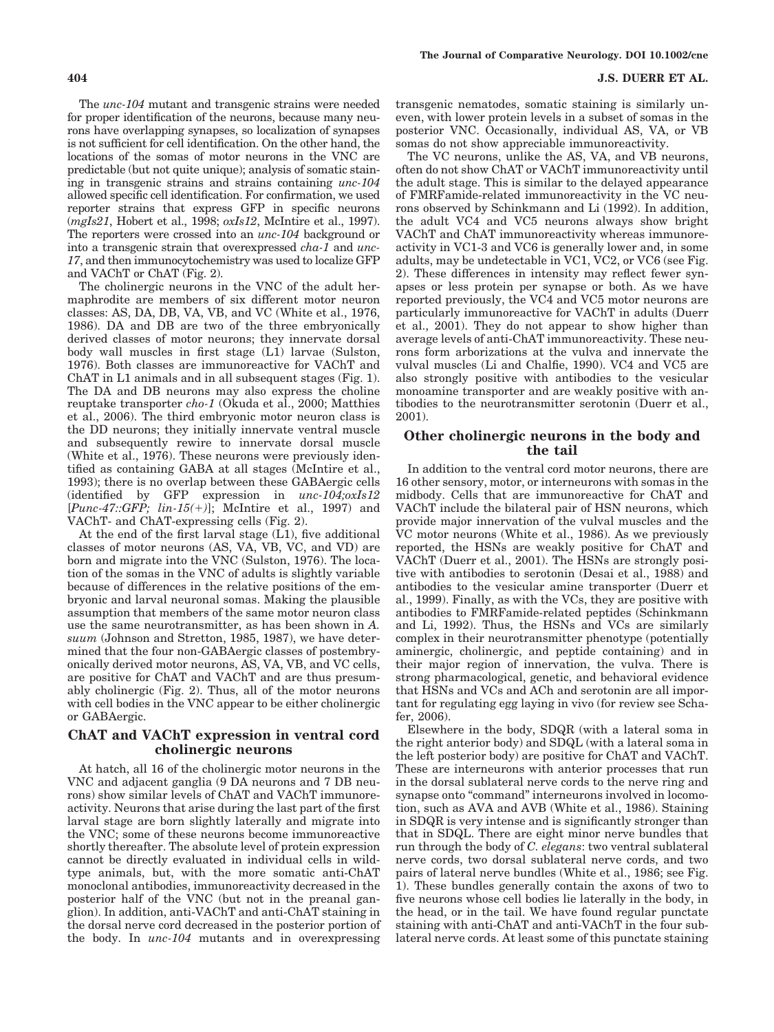The *unc-104* mutant and transgenic strains were needed for proper identification of the neurons, because many neurons have overlapping synapses, so localization of synapses is not sufficient for cell identification. On the other hand, the locations of the somas of motor neurons in the VNC are predictable (but not quite unique); analysis of somatic staining in transgenic strains and strains containing *unc-104* allowed specific cell identification. For confirmation, we used reporter strains that express GFP in specific neurons (*mgIs21*, Hobert et al., 1998; *oxIs12*, McIntire et al., 1997). The reporters were crossed into an *unc-104* background or into a transgenic strain that overexpressed *cha-1* and *unc-17*, and then immunocytochemistry was used to localize GFP and VAChT or ChAT (Fig. 2).

The cholinergic neurons in the VNC of the adult hermaphrodite are members of six different motor neuron classes: AS, DA, DB, VA, VB, and VC (White et al., 1976, 1986). DA and DB are two of the three embryonically derived classes of motor neurons; they innervate dorsal body wall muscles in first stage (L1) larvae (Sulston, 1976). Both classes are immunoreactive for VAChT and ChAT in L1 animals and in all subsequent stages (Fig. 1). The DA and DB neurons may also express the choline reuptake transporter *cho-1* (Okuda et al., 2000; Matthies et al., 2006). The third embryonic motor neuron class is the DD neurons; they initially innervate ventral muscle and subsequently rewire to innervate dorsal muscle (White et al., 1976). These neurons were previously identified as containing GABA at all stages (McIntire et al., 1993); there is no overlap between these GABAergic cells (identified by GFP expression in *unc-104;oxIs12* [*Punc-47::GFP; lin-15(+)*]; McIntire et al., 1997) and VAChT- and ChAT-expressing cells (Fig. 2).

At the end of the first larval stage (L1), five additional classes of motor neurons (AS, VA, VB, VC, and VD) are born and migrate into the VNC (Sulston, 1976). The location of the somas in the VNC of adults is slightly variable because of differences in the relative positions of the embryonic and larval neuronal somas. Making the plausible assumption that members of the same motor neuron class use the same neurotransmitter, as has been shown in *A. suum* (Johnson and Stretton, 1985, 1987), we have determined that the four non-GABAergic classes of postembryonically derived motor neurons, AS, VA, VB, and VC cells, are positive for ChAT and VAChT and are thus presumably cholinergic (Fig. 2). Thus, all of the motor neurons with cell bodies in the VNC appear to be either cholinergic or GABAergic.

## ChAT and VAChT expression in ventral cord cholinergic neurons

At hatch, all 16 of the cholinergic motor neurons in the VNC and adjacent ganglia (9 DA neurons and 7 DB neurons) show similar levels of ChAT and VAChT immunoreactivity. Neurons that arise during the last part of the first larval stage are born slightly laterally and migrate into the VNC; some of these neurons become immunoreactive shortly thereafter. The absolute level of protein expression cannot be directly evaluated in individual cells in wild-type animals, but, with the more somatic anti-ChAT monoclonal antibodies, immunoreactivity decreased in the posterior half of the VNC (but not in the preanal ganglion). In addition, anti-VAChT and anti-ChAT staining in the dorsal nerve cord decreased in the posterior portion of the body. In *unc-104* mutants and in overexpressing transgenic nematodes, somatic staining is similarly uneven, with lower protein levels in a subset of somas in the posterior VNC. Occasionally, individual AS, VA, or VB somas do not show appreciable immunoreactivity.

The VC neurons, unlike the AS, VA, and VB neurons, often do not show ChAT or VAChT immunoreactivity until the adult stage. This is similar to the delayed appearance of FMRFamide-related immunoreactivity in the VC neurons observed by Schinkmann and Li (1992). In addition, the adult VC4 and VC5 neurons always show bright VAChT and ChAT immunoreactivity whereas immunoreactivity in VC1-3 and VC6 is generally lower and, in some adults, may be undetectable in VC1, VC2, or VC6 (see Fig. 2). These differences in intensity may reflect fewer synapses or less protein per synapse or both. As we have reported previously, the VC4 and VC5 motor neurons are particularly immunoreactive for VAChT in adults (Duerr et al., 2001). They do not appear to show higher than average levels of anti-ChAT immunoreactivity. These neurons form arborizations at the vulva and innervate the vulval muscles (Li and Chalfie, 1990). VC4 and VC5 are also strongly positive with antibodies to the vesicular monoamine transporter and are weakly positive with antibodies to the neurotransmitter serotonin (Duerr et al., 2001).

## Other cholinergic neurons in the body and the tail

In addition to the ventral cord motor neurons, there are 16 other sensory, motor, or interneurons with somas in the midbody. Cells that are immunoreactive for ChAT and VAChT include the bilateral pair of HSN neurons, which provide major innervation of the vulval muscles and the VC motor neurons (White et al., 1986). As we previously reported, the HSNs are weakly positive for ChAT and VAChT (Duerr et al., 2001). The HSNs are strongly positive with antibodies to serotonin (Desai et al., 1988) and antibodies to the vesicular amine transporter (Duerr et al., 1999). Finally, as with the VCs, they are positive with antibodies to FMRFamide-related peptides (Schinkmann and Li, 1992). Thus, the HSNs and VCs are similarly complex in their neurotransmitter phenotype (potentially aminergic, cholinergic, and peptide containing) and in their major region of innervation, the vulva. There is strong pharmacological, genetic, and behavioral evidence that HSNs and VCs and ACh and serotonin are all important for regulating egg laying in vivo (for review see Schafer, 2006).

Elsewhere in the body, SDQR (with a lateral soma in the right anterior body) and SDQL (with a lateral soma in the left posterior body) are positive for ChAT and VAChT. These are interneurons with anterior processes that run in the dorsal sublateral nerve cords to the nerve ring and synapse onto "command" interneurons involved in locomotion, such as AVA and AVB (White et al., 1986). Staining in SDQR is very intense and is significantly stronger than that in SDQL. There are eight minor nerve bundles that run through the body of *C. elegans*: two ventral sublateral nerve cords, two dorsal sublateral nerve cords, and two pairs of lateral nerve bundles (White et al., 1986; see Fig. 1). These bundles generally contain the axons of two to five neurons whose cell bodies lie laterally in the body, in the head, or in the tail. We have found regular punctate staining with anti-ChAT and anti-VAChT in the four sublateral nerve cords. At least some of this punctate staining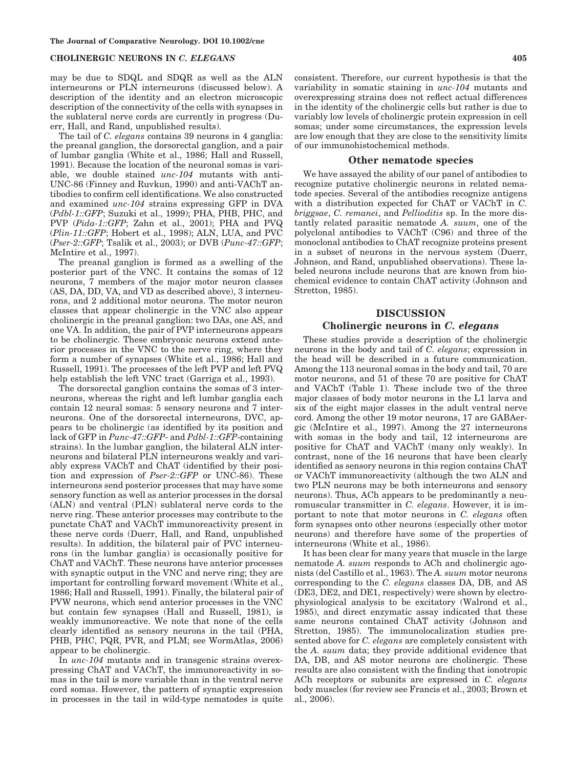may be due to SDQL and SDQR as well as the ALN interneurons or PLN interneurons (discussed below). A description of the identity and an electron microscopic description of the connectivity of the cells with synapses in the sublateral nerve cords are currently in progress (Duerr, Hall, and Rand, unpublished results).

The tail of *C. elegans* contains 39 neurons in 4 ganglia: the preanal ganglion, the dorsorectal ganglion, and a pair of lumbar ganglia (White et al., 1986; Hall and Russell, 1991). Because the location of the neuronal somas is variable, we double stained *unc-104* mutants with anti-UNC-86 (Finney and Ruvkun, 1990) and anti-VAChT antibodies to confirm cell identifications. We also constructed and examined *unc-104* strains expressing GFP in DVA (*Pdbl-1::GFP*; Suzuki et al., 1999); PHA, PHB, PHC, and PVP (*Pida-1::GFP*; Zahn et al., 2001); PHA and PVQ (*Plin-11::GFP*; Hobert et al., 1998); ALN, LUA, and PVC (*Pser-2::GFP*; Tsalik et al., 2003); or DVB (*Punc-47::GFP*; McIntire et al., 1997).

The preanal ganglion is formed as a swelling of the posterior part of the VNC. It contains the somas of 12 neurons, 7 members of the major motor neuron classes (AS, DA, DD, VA, and VD as described above), 3 interneurons, and 2 additional motor neurons. The motor neuron classes that appear cholinergic in the VNC also appear cholinergic in the preanal ganglion: two DAs, one AS, and one VA. In addition, the pair of PVP interneurons appears to be cholinergic. These embryonic neurons extend anterior processes in the VNC to the nerve ring, where they form a number of synapses (White et al., 1986; Hall and Russell, 1991). The processes of the left PVP and left PVQ help establish the left VNC tract (Garriga et al., 1993).

The dorsorectal ganglion contains the somas of 3 interneurons, whereas the right and left lumbar ganglia each contain 12 neural somas: 5 sensory neurons and 7 interneurons. One of the dorsorectal interneurons, DVC, appears to be cholinergic (as identified by its position and lack of GFP in *Punc-47::GFP*- and *Pdbl-1::GFP*-containing strains). In the lumbar ganglion, the bilateral ALN interneurons and bilateral PLN interneurons weakly and variably express VAChT and ChAT (identified by their position and expression of *Pser-2::GFP* or UNC-86). These interneurons send posterior processes that may have some sensory function as well as anterior processes in the dorsal (ALN) and ventral (PLN) sublateral nerve cords to the nerve ring. These anterior processes may contribute to the punctate ChAT and VAChT immunoreactivity present in these nerve cords (Duerr, Hall, and Rand, unpublished results). In addition, the bilateral pair of PVC interneurons (in the lumbar ganglia) is occasionally positive for ChAT and VAChT. These neurons have anterior processes with synaptic output in the VNC and nerve ring; they are important for controlling forward movement (White et al., 1986; Hall and Russell, 1991). Finally, the bilateral pair of PVW neurons, which send anterior processes in the VNC but contain few synapses (Hall and Russell, 1981), is weakly immunoreactive. We note that none of the cells clearly identified as sensory neurons in the tail (PHA, PHB, PHC, PQR, PVR, and PLM; see WormAtlas, 2006) appear to be cholinergic.

In *unc-104* mutants and in transgenic strains overexpressing ChAT and VAChT, the immunoreactivity in somas in the tail is more variable than in the ventral nerve cord somas. However, the pattern of synaptic expression in processes in the tail in wild-type nematodes is quite consistent. Therefore, our current hypothesis is that the variability in somatic staining in *unc-104* mutants and overexpressing strains does not reflect actual differences in the identity of the cholinergic cells but rather is due to variably low levels of cholinergic protein expression in cell somas; under some circumstances, the expression levels are low enough that they are close to the sensitivity limits of our immunohistochemical methods.

### Other nematode species

We have assayed the ability of our panel of antibodies to recognize putative cholinergic neurons in related nematode species. Several of the antibodies recognize antigens with a distribution expected for ChAT or VAChT in *C. briggsae*, *C. remanei*, and *Pellioditis* sp. In the more distantly related parasitic nematode *A. suum*, one of the polyclonal antibodies to VAChT (C96) and three of the monoclonal antibodies to ChAT recognize proteins present in a subset of neurons in the nervous system (Duerr, Johnson, and Rand, unpublished observations). These labeled neurons include neurons that are known from biochemical evidence to contain ChAT activity (Johnson and Stretton, 1985).

## DISCUSSION

### Cholinergic neurons in *C. elegans*

These studies provide a description of the cholinergic neurons in the body and tail of *C. elegans*; expression in the head will be described in a future communication. Among the 113 neuronal somas in the body and tail, 70 are motor neurons, and 51 of these 70 are positive for ChAT and VAChT (Table 1). These include two of the three major classes of body motor neurons in the L1 larva and six of the eight major classes in the adult ventral nerve cord. Among the other 19 motor neurons, 17 are GABAergic (McIntire et al., 1997). Among the 27 interneurons with somas in the body and tail, 12 interneurons are positive for ChAT and VAChT (many only weakly). In contrast, none of the 16 neurons that have been clearly identified as sensory neurons in this region contains ChAT or VAChT immunoreactivity (although the two ALN and two PLN neurons may be both interneurons and sensory neurons). Thus, ACh appears to be predominantly a neuromuscular transmitter in *C. elegans*. However, it is important to note that motor neurons in *C. elegans* often form synapses onto other neurons (especially other motor neurons) and therefore have some of the properties of interneurons (White et al., 1986).

It has been clear for many years that muscle in the large nematode *A. suum* responds to ACh and cholinergic agonists (del Castillo et al., 1963). The *A. suum* motor neurons corresponding to the *C. elegans* classes DA, DB, and AS (DE3, DE2, and DE1, respectively) were shown by electrophysiological analysis to be excitatory (Walrond et al., 1985), and direct enzymatic assay indicated that these same neurons contained ChAT activity (Johnson and Stretton, 1985). The immunolocalization studies presented above for *C. elegans* are completely consistent with the *A. suum* data; they provide additional evidence that DA, DB, and AS motor neurons are cholinergic. These results are also consistent with the finding that ionotropic ACh receptors or subunits are expressed in *C. elegans* body muscles (for review see Francis et al., 2003; Brown et al., 2006).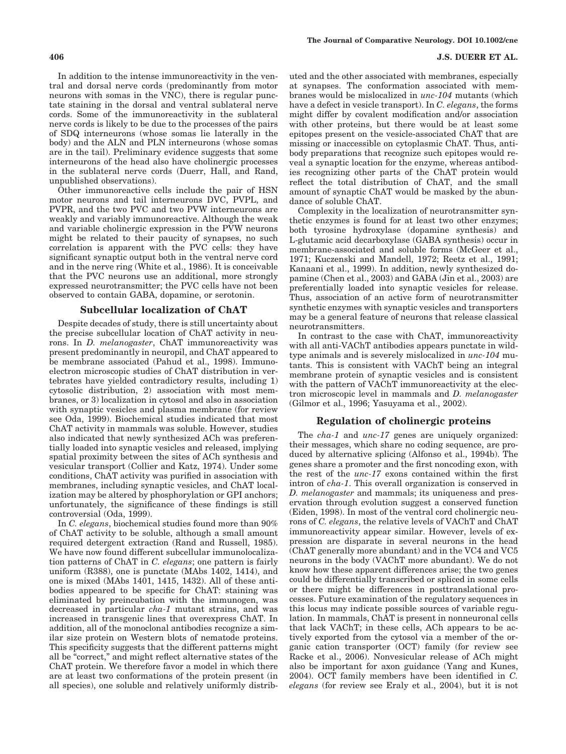In addition to the intense immunoreactivity in the ventral and dorsal nerve cords (predominantly from motor neurons with somas in the VNC), there is regular punctate staining in the dorsal and ventral sublateral nerve cords. Some of the immunoreactivity in the sublateral nerve cords is likely to be due to the processes of the pairs of SDQ interneurons (whose somas lie laterally in the body) and the ALN and PLN interneurons (whose somas are in the tail). Preliminary evidence suggests that some interneurons of the head also have cholinergic processes in the sublateral nerve cords (Duerr, Hall, and Rand, unpublished observations).

Other immunoreactive cells include the pair of HSN motor neurons and tail interneurons DVC, PVPL, and PVPR, and the two PVC and two PVW interneurons are weakly and variably immunoreactive. Although the weak and variable cholinergic expression in the PVW neurons might be related to their paucity of synapses, no such correlation is apparent with the PVC cells: they have significant synaptic output both in the ventral nerve cord and in the nerve ring (White et al., 1986). It is conceivable that the PVC neurons use an additional, more strongly expressed neurotransmitter; the PVC cells have not been observed to contain GABA, dopamine, or serotonin.

## Subcellular localization of ChAT

Despite decades of study, there is still uncertainty about the precise subcellular location of ChAT activity in neurons. In *D. melanogaster*, ChAT immunoreactivity was present predominantly in neuropil, and ChAT appeared to be membrane associated (Pahud et al., 1998). Immunoelectron microscopic studies of ChAT distribution in vertebrates have yielded contradictory results, including 1) cytosolic distribution, 2) association with most membranes, or 3) localization in cytosol and also in association with synaptic vesicles and plasma membrane (for review see Oda, 1999). Biochemical studies indicated that most ChAT activity in mammals was soluble. However, studies also indicated that newly synthesized ACh was preferentially loaded into synaptic vesicles and released, implying spatial proximity between the sites of ACh synthesis and vesicular transport (Collier and Katz, 1974). Under some conditions, ChAT activity was purified in association with membranes, including synaptic vesicles, and ChAT localization may be altered by phosphorylation or GPI anchors; unfortunately, the significance of these findings is still controversial (Oda, 1999).

In *C. elegans*, biochemical studies found more than 90% of ChAT activity to be soluble, although a small amount required detergent extraction (Rand and Russell, 1985). We have now found different subcellular immunolocalization patterns of ChAT in *C. elegans*; one pattern is fairly uniform (R388), one is punctate (MAbs 1402, 1414), and one is mixed (MAbs 1401, 1415, 1432). All of these antibodies appeared to be specific for ChAT: staining was eliminated by preincubation with the immunogen, was decreased in particular *cha-1* mutant strains, and was increased in transgenic lines that overexpress ChAT. In addition, all of the monoclonal antibodies recognize a similar size protein on Western blots of nematode proteins. This specificity suggests that the different patterns might all be "correct," and might reflect alternative states of the ChAT protein. We therefore favor a model in which there are at least two conformations of the protein present (in all species), one soluble and relatively uniformly distributed and the other associated with membranes, especially at synapses. The conformation associated with membranes would be mislocalized in *unc-104* mutants (which have a defect in vesicle transport). In *C. elegans*, the forms might differ by covalent modification and/or association with other proteins, but there would be at least some epitopes present on the vesicle-associated ChAT that are missing or inaccessible on cytoplasmic ChAT. Thus, antibody preparations that recognize such epitopes would reveal a synaptic location for the enzyme, whereas antibodies recognizing other parts of the ChAT protein would reflect the total distribution of ChAT, and the small amount of synaptic ChAT would be masked by the abundance of soluble ChAT.

Complexity in the localization of neurotransmitter synthetic enzymes is found for at least two other enzymes; both tyrosine hydroxylase (dopamine synthesis) and L-glutamic acid decarboxylase (GABA synthesis) occur in membrane-associated and soluble forms (McGeer et al., 1971; Kuczenski and Mandell, 1972; Reetz et al., 1991; Kanaani et al., 1999). In addition, newly synthesized dopamine (Chen et al., 2003) and GABA (Jin et al., 2003) are preferentially loaded into synaptic vesicles for release. Thus, association of an active form of neurotransmitter synthetic enzymes with synaptic vesicles and transporters may be a general feature of neurons that release classical neurotransmitters.

In contrast to the case with ChAT, immunoreactivity with all anti-VAChT antibodies appears punctate in wild-type animals and is severely mislocalized in *unc-104* mutants. This is consistent with VAChT being an integral membrane protein of synaptic vesicles and is consistent with the pattern of VAChT immunoreactivity at the electron microscopic level in mammals and *D. melanogaster* (Gilmor et al., 1996; Yasuyama et al., 2002).

## Regulation of cholinergic proteins

The *cha-1* and *unc-17* genes are uniquely organized: their messages, which share no coding sequence, are produced by alternative splicing (Alfonso et al., 1994b). The genes share a promoter and the first noncoding exon, with the rest of the *unc-17* exons contained within the first intron of *cha-1*. This overall organization is conserved in *D. melanogaster* and mammals; its uniqueness and preservation through evolution suggest a conserved function (Eiden, 1998). In most of the ventral cord cholinergic neurons of *C. elegans*, the relative levels of VAChT and ChAT immunoreactivity appear similar. However, levels of expression are disparate in several neurons in the head (ChAT generally more abundant) and in the VC4 and VC5 neurons in the body (VAChT more abundant). We do not know how these apparent differences arise; the two genes could be differentially transcribed or spliced in some cells or there might be differences in posttranslational processes. Future examination of the regulatory sequences in this locus may indicate possible sources of variable regulation. In mammals, ChAT is present in nonneuronal cells that lack VAChT; in these cells, ACh appears to be actively exported from the cytosol via a member of the organic cation transporter (OCT) family (for review see Racke et al., 2006). Nonvesicular release of ACh might also be important for axon guidance (Yang and Kunes, 2004). OCT family members have been identified in *C. elegans* (for review see Eraly et al., 2004), but it is not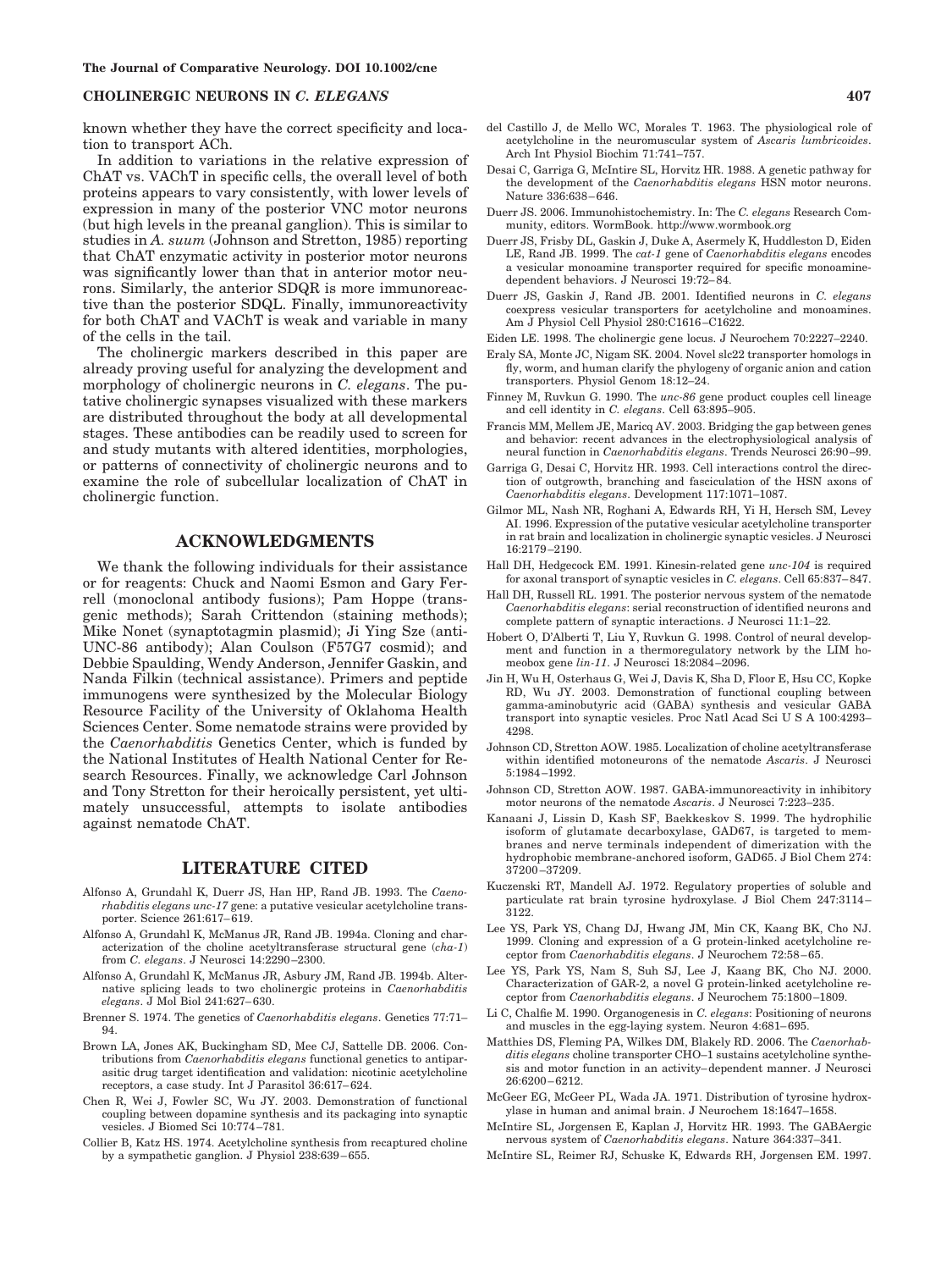known whether they have the correct specificity and location to transport ACh.

In addition to variations in the relative expression of ChAT vs. VAChT in specific cells, the overall level of both proteins appears to vary consistently, with lower levels of expression in many of the posterior VNC motor neurons (but high levels in the preanal ganglion). This is similar to studies in *A. suum* (Johnson and Stretton, 1985) reporting that ChAT enzymatic activity in posterior motor neurons was significantly lower than that in anterior motor neurons. Similarly, the anterior SDQR is more immunoreactive than the posterior SDQL. Finally, immunoreactivity for both ChAT and VAChT is weak and variable in many of the cells in the tail.

The cholinergic markers described in this paper are already proving useful for analyzing the development and morphology of cholinergic neurons in *C. elegans*. The putative cholinergic synapses visualized with these markers are distributed throughout the body at all developmental stages. These antibodies can be readily used to screen for and study mutants with altered identities, morphologies, or patterns of connectivity of cholinergic neurons and to examine the role of subcellular localization of ChAT in cholinergic function.

## ACKNOWLEDGMENTS

We thank the following individuals for their assistance or for reagents: Chuck and Naomi Esmon and Gary Ferrell (monoclonal antibody fusions); Pam Hoppe (transgenic methods); Sarah Crittendon (staining methods); Mike Nonet (synaptotagmin plasmid); Ji Ying Sze (anti-UNC-86 antibody); Alan Coulson (F57G7 cosmid); and Debbie Spaulding, Wendy Anderson, Jennifer Gaskin, and Nanda Filkin (technical assistance). Primers and peptide immunogens were synthesized by the Molecular Biology Resource Facility of the University of Oklahoma Health Sciences Center. Some nematode strains were provided by the *Caenorhabditis* Genetics Center, which is funded by the National Institutes of Health National Center for Research Resources. Finally, we acknowledge Carl Johnson and Tony Stretton for their heroically persistent, yet ultimately unsuccessful, attempts to isolate antibodies against nematode ChAT.

## LITERATURE CITED

Alfonso A, Grundahl K, Duerr JS, Han HP, Rand JB. 1993. The *Caenorhabditis elegans unc-17* gene: a putative vesicular acetylcholine transporter. Science 261:617–619.

Alfonso A, Grundahl K, McManus JR, Rand JB. 1994a. Cloning and characterization of the choline acetyltransferase structural gene (*cha-1*) from *C. elegans*. J Neurosci 14:2290–2300.

Alfonso A, Grundahl K, McManus JR, Asbury JM, Rand JB. 1994b. Alternative splicing leads to two cholinergic proteins in *Caenorhabditis elegans*. J Mol Biol 241:627–630.

Brenner S. 1974. The genetics of *Caenorhabditis elegans*. Genetics 77:71–94.

Brown LA, Jones AK, Buckingham SD, Mee CJ, Sattelle DB. 2006. Contributions from *Caenorhabditis elegans* functional genetics to antiparasitic drug target identification and validation: nicotinic acetylcholine receptors, a case study. Int J Parasitol 36:617–624.

Chen R, Wei J, Fowler SC, Wu JY. 2003. Demonstration of functional coupling between dopamine synthesis and its packaging into synaptic vesicles. J Biomed Sci 10:774–781.

Collier B, Katz HS. 1974. Acetylcholine synthesis from recaptured choline by a sympathetic ganglion. J Physiol 238:639–655.

del Castillo J, de Mello WC, Morales T. 1963. The physiological role of acetylcholine in the neuromuscular system of *Ascaris lumbricoides*. Arch Int Physiol Biochim 71:741–757.

Desai C, Garriga G, McIntire SL, Horvitz HR. 1988. A genetic pathway for the development of the *Caenorhabditis elegans* HSN motor neurons. Nature 336:638–646.

Duerr JS. 2006. Immunohistochemistry. In: The *C. elegans* Research Community, editors. WormBook. http://www.wormbook.org

Duerr JS, Frisby DL, Gaskin J, Duke A, Asermely K, Huddleston D, Eiden LE, Rand JB. 1999. The *cat-1* gene of *Caenorhabditis elegans* encodes a vesicular monoamine transporter required for specific monoamine-dependent behaviors. J Neurosci 19:72–84.

Duerr JS, Gaskin J, Rand JB. 2001. Identified neurons in *C. elegans* coexpress vesicular transporters for acetylcholine and monoamines. Am J Physiol Cell Physiol 280:C1616–C1622.

Eiden LE. 1998. The cholinergic gene locus. J Neurochem 70:2227–2240.

Eraly SA, Monte JC, Nigam SK. 2004. Novel slc22 transporter homologs in fly, worm, and human clarify the phylogeny of organic anion and cation transporters. Physiol Genom 18:12–24.

Finney M, Ruvkun G. 1990. The *unc-86* gene product couples cell lineage and cell identity in *C. elegans*. Cell 63:895–905.

Francis MM, Mellem JE, Maricq AV. 2003. Bridging the gap between genes and behavior: recent advances in the electrophysiological analysis of neural function in *Caenorhabditis elegans*. Trends Neurosci 26:90–99.

Garriga G, Desai C, Horvitz HR. 1993. Cell interactions control the direction of outgrowth, branching and fasciculation of the HSN axons of *Caenorhabditis elegans*. Development 117:1071–1087.

Gilmor ML, Nash NR, Roghani A, Edwards RH, Yi H, Hersch SM, Levey AI. 1996. Expression of the putative vesicular acetylcholine transporter in rat brain and localization in cholinergic synaptic vesicles. J Neurosci 16:2179–2190.

Hall DH, Hedgecock EM. 1991. Kinesin-related gene *unc-104* is required for axonal transport of synaptic vesicles in *C. elegans*. Cell 65:837–847.

Hall DH, Russell RL. 1991. The posterior nervous system of the nematode *Caenorhabditis elegans*: serial reconstruction of identified neurons and complete pattern of synaptic interactions. J Neurosci 11:1–22.

Hobert O, D'Alberti T, Liu Y, Ruvkun G. 1998. Control of neural development and function in a thermoregulatory network by the LIM homeobox gene *lin-11*. J Neurosci 18:2084–2096.

Jin H, Wu H, Osterhaus G, Wei J, Davis K, Sha D, Floor E, Hsu CC, Kopke RD, Wu JY. 2003. Demonstration of functional coupling between gamma-aminobutyric acid (GABA) synthesis and vesicular GABA transport into synaptic vesicles. Proc Natl Acad Sci U S A 100:4293–4298.

Johnson CD, Stretton AOW. 1985. Localization of choline acetyltransferase within identified motoneurons of the nematode *Ascaris*. J Neurosci 5:1984–1992.

Johnson CD, Stretton AOW. 1987. GABA-immunoreactivity in inhibitory motor neurons of the nematode *Ascaris*. J Neurosci 7:223–235.

Kanaani J, Lissin D, Kash SF, Baekkeskov S. 1999. The hydrophilic isoform of glutamate decarboxylase, GAD67, is targeted to membranes and nerve terminals independent of dimerization with the hydrophobic membrane-anchored isoform, GAD65. J Biol Chem 274: 37200–37209.

Kuczenski RT, Mandell AJ. 1972. Regulatory properties of soluble and particulate rat brain tyrosine hydroxylase. J Biol Chem 247:3114–3122.

Lee YS, Park YS, Chang DJ, Hwang JM, Min CK, Kaang BK, Cho NJ. 1999. Cloning and expression of a G protein-linked acetylcholine receptor from *Caenorhabditis elegans*. J Neurochem 72:58–65.

Lee YS, Park YS, Nam S, Suh SJ, Lee J, Kaang BK, Cho NJ. 2000. Characterization of GAR-2, a novel G protein-linked acetylcholine receptor from *Caenorhabditis elegans*. J Neurochem 75:1800–1809.

Li C, Chalfie M. 1990. Organogenesis in *C. elegans*: Positioning of neurons and muscles in the egg-laying system. Neuron 4:681–695.

Matthies DS, Fleming PA, Wilkes DM, Blakely RD. 2006. The *Caenorhabditis elegans* choline transporter CHO-1 sustains acetylcholine synthesis and motor function in an activity-dependent manner. J Neurosci 26:6200–6212.

McGeer EG, McGeer PL, Wada JA. 1971. Distribution of tyrosine hydroxylase in human and animal brain. J Neurochem 18:1647–1658.

McIntire SL, Jorgensen E, Kaplan J, Horvitz HR. 1993. The GABAergic nervous system of *Caenorhabditis elegans*. Nature 364:337–341.

McIntire SL, Reimer RJ, Schuske K, Edwards RH, Jorgensen EM. 1997.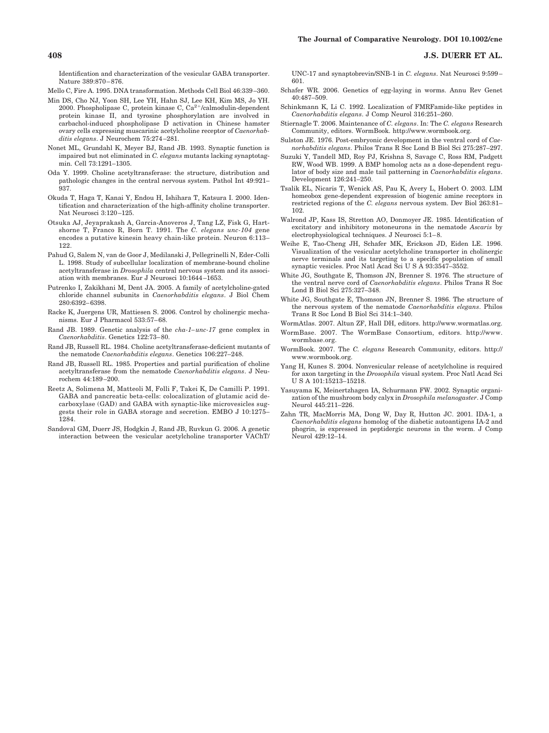Identification and characterization of the vesicular GABA transporter. Nature 389:870–876.

Mello C, Fire A. 1995. DNA transformation. Methods Cell Biol 46:339–360.

Min DS, Cho NJ, Yoon SH, Lee YH, Hahn SJ, Lee KH, Kim MS, Jo YH. 2000. Phospholipase C, protein kinase C, $Ca^{2+}$/calmodulin-dependent protein kinase II, and tyrosine phosphorylation are involved in carbachol-induced phospholipase D activation in Chinese hamster ovary cells expressing muscarinic acetylcholine receptor of *Caenorhabditis elegans*. J Neurochem 75:274–281.

Nonet ML, Grundahl K, Meyer BJ, Rand JB. 1993. Synaptic function is impaired but not eliminated in *C. elegans* mutants lacking synaptotagmin. Cell 73:1291–1305.

Oda Y. 1999. Choline acetyltransferase: the structure, distribution and pathologic changes in the central nervous system. Pathol Int 49:921–937.

Okuda T, Haga T, Kanai Y, Endou H, Ishihara T, Katsura I. 2000. Identification and characterization of the high-affinity choline transporter. Nat Neurosci 3:120–125.

Otsuka AJ, Jeyaprakash A, Garcia-Anoveros J, Tang LZ, Fisk G, Hartshorne T, Franco R, Born T. 1991. The *C. elegans unc-104* gene encodes a putative kinesin heavy chain-like protein. Neuron 6:113–122.

Pahud G, Salem N, van de Goor J, Medilanski J, Pellegrinelli N, Eder-Colli L. 1998. Study of subcellular localization of membrane-bound choline acetyltransferase in *Drosophila* central nervous system and its association with membranes. Eur J Neurosci 10:1644–1653.

Putrenko I, Zakikhani M, Dent JA. 2005. A family of acetylcholine-gated chloride channel subunits in *Caenorhabditis elegans*. J Biol Chem 280:6392–6398.

Racke K, Juergens UR, Mattiesen S. 2006. Control by cholinergic mechanisms. Eur J Pharmacol 533:57–68.

Rand JB. 1989. Genetic analysis of the *cha-1–unc-17* gene complex in *Caenorhabditis*. Genetics 122:73–80.

Rand JB, Russell RL. 1984. Choline acetyltransferase-deficient mutants of the nematode *Caenorhabditis elegans*. Genetics 106:227–248.

Rand JB, Russell RL. 1985. Properties and partial purification of choline acetyltransferase from the nematode *Caenorhabditis elegans*. J Neurochem 44:189–200.

Reetz A, Solimena M, Matteoli M, Folli F, Takei K, De Camilli P. 1991. GABA and pancreatic beta-cells: colocalization of glutamic acid decarboxylase (GAD) and GABA with synaptic-like microvesicles suggests their role in GABA storage and secretion. EMBO J 10:1275–1284.

Sandoval GM, Duerr JS, Hodgkin J, Rand JB, Ruvkun G. 2006. A genetic interaction between the vesicular acetylcholine transporter VAChT/UNC-17 and synaptobrevin/SNB-1 in *C. elegans*. Nat Neurosci 9:599–601.

Schafer WR. 2006. Genetics of egg-laying in worms. Annu Rev Genet 40:487–509.

Schinkmann K, Li C. 1992. Localization of FMRFamide-like peptides in *Caenorhabditis elegans*. J Comp Neurol 316:251–260.

Stiernagle T. 2006. Maintenance of *C. elegans*. In: The *C. elegans* Research Community, editors. WormBook. http://www.wormbook.org.

Sulston JE. 1976. Post-embryonic development in the ventral cord of *Caenorhabditis elegans*. Philos Trans R Soc Lond B Biol Sci 275:287–297.

Suzuki Y, Tandell MD, Roy PJ, Krishna S, Savage C, Ross RM, Padgett RW, Wood WB. 1999. A BMP homolog acts as a dose-dependent regulator of body size and male tail patterning in *Caenorhabditis elegans*. Development 126:241–250.

Tsalik EL, Nicaris T, Wenick AS, Pau K, Avery L, Hobert O. 2003. LIM homeobox gene-dependent expression of biogenic amine receptors in restricted regions of the *C. elegans* nervous system. Dev Biol 263:81–102.

Walrond JP, Kass IS, Stretton AO, Donmoyer JE. 1985. Identification of excitatory and inhibitory motoneurons in the nematode *Ascaris* by electrophysiological techniques. J Neurosci 5:1–8.

Weihe E, Tao-Cheng JH, Schafer MK, Erickson JD, Eiden LE. 1996. Visualization of the vesicular acetylcholine transporter in cholinergic nerve terminals and its targeting to a specific population of small synaptic vesicles. Proc Natl Acad Sci U S A 93:3547–3552.

White JG, Southgate E, Thomson JN, Brenner S. 1976. The structure of the ventral nerve cord of *Caenorhabditis elegans*. Philos Trans R Soc Lond B Biol Sci 275:327–348.

White JG, Southgate E, Thomson JN, Brenner S. 1986. The structure of the nervous system of the nematode *Caenorhabditis elegans*. Philos Trans R Soc Lond B Biol Sci 314:1–340.

WormAtlas. 2007. Altun ZF, Hall DH, editors. http://www.wormatlas.org.

WormBase. 2007. The WormBase Consortium, editors. http://www.wormbase.org.

WormBook. 2007. The *C. elegans* Research Community, editors. http://www.wormbook.org.

Yang H, Kunes S. 2004. Nonvesicular release of acetylcholine is required for axon targeting in the *Drosophila* visual system. Proc Natl Acad Sci U S A 101:15213–15218.

Yasuyama K, Meinertzhagen IA, Schurmann FW. 2002. Synaptic organization of the mushroom body calyx in *Drosophila melanogaster*. J Comp Neurol 445:211–226.

Zahn TR, MacMorris MA, Dong W, Day R, Hutton JC. 2001. IDA-1, a *Caenorhabditis elegans* homolog of the diabetic autoantigens IA-2 and phogrin, is expressed in peptidergic neurons in the worm. J Comp Neurol 429:12–14.